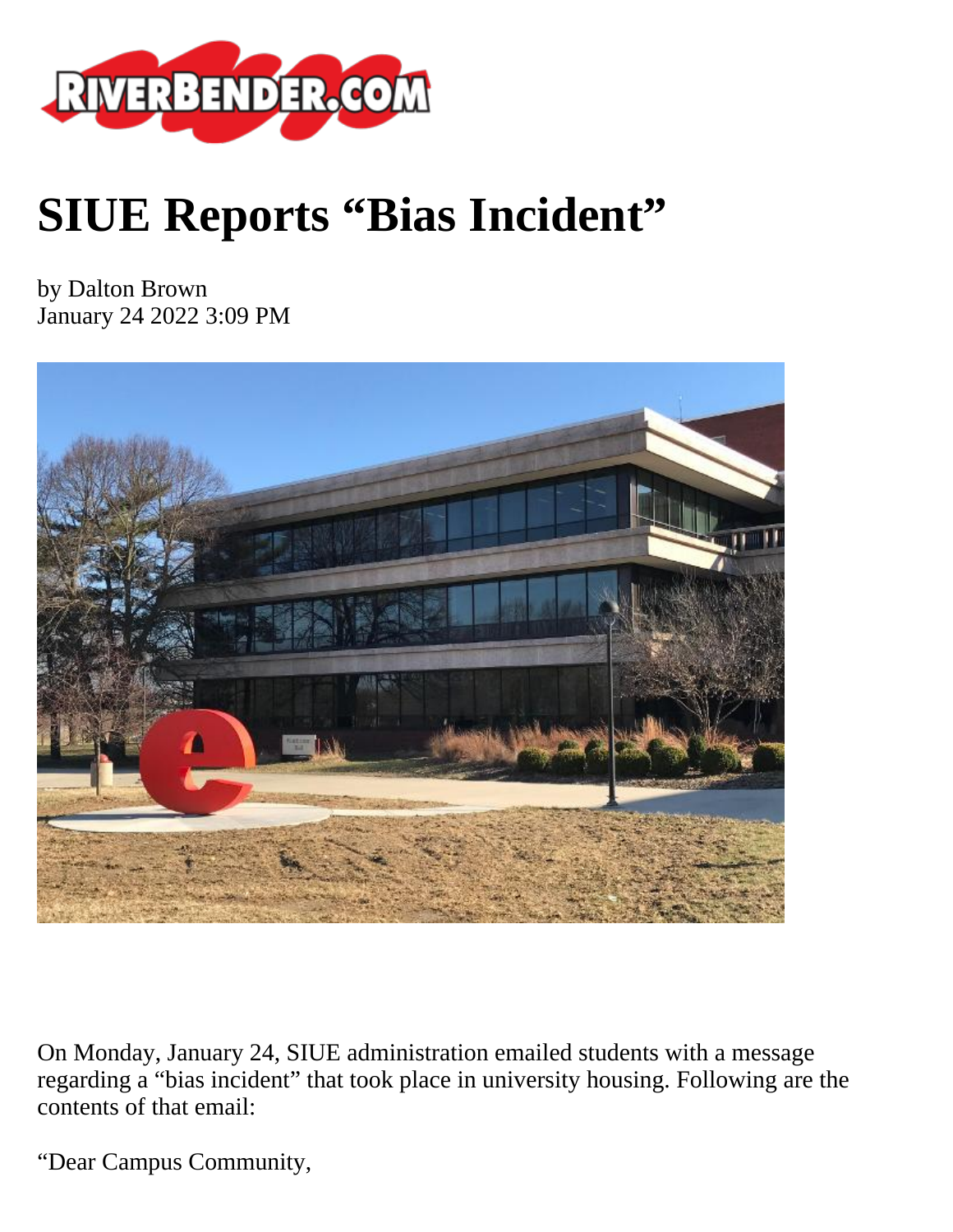# SIUE Reports "Bias Incident"

by Dalton Brown
January 24 2022 3:09 PM

On Monday, January 24, SIUE administration emailed students with a message regarding a "bias incident" that took place in university housing. Following are the contents of that email:

"Dear Campus Community,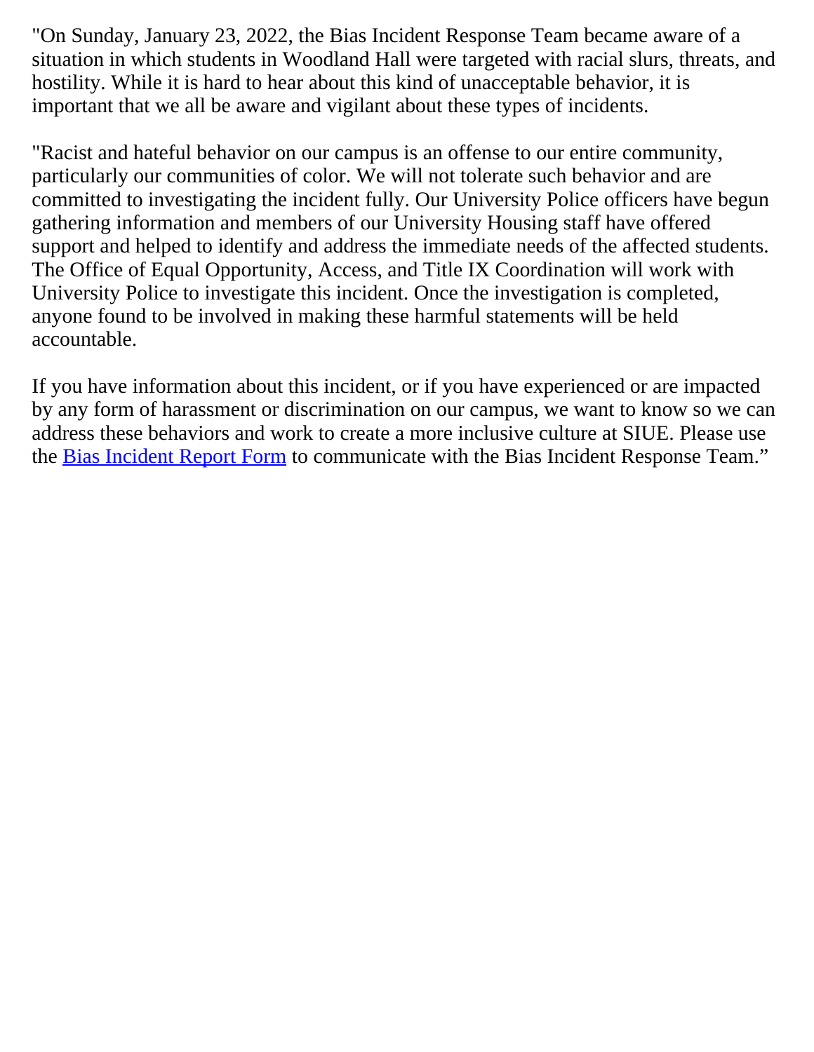"On Sunday, January 23, 2022, the Bias Incident Response Team became aware of a situation in which students in Woodland Hall were targeted with racial slurs, threats, and hostility. While it is hard to hear about this kind of unacceptable behavior, it is important that we all be aware and vigilant about these types of incidents.

"Racist and hateful behavior on our campus is an offense to our entire community, particularly our communities of color. We will not tolerate such behavior and are committed to investigating the incident fully. Our University Police officers have begun gathering information and members of our University Housing staff have offered support and helped to identify and address the immediate needs of the affected students. The Office of Equal Opportunity, Access, and Title IX Coordination will work with University Police to investigate this incident. Once the investigation is completed, anyone found to be involved in making these harmful statements will be held accountable.

If you have information about this incident, or if you have experienced or are impacted by any form of harassment or discrimination on our campus, we want to know so we can address these behaviors and work to create a more inclusive culture at SIUE. Please use the Bias Incident Report Form to communicate with the Bias Incident Response Team."